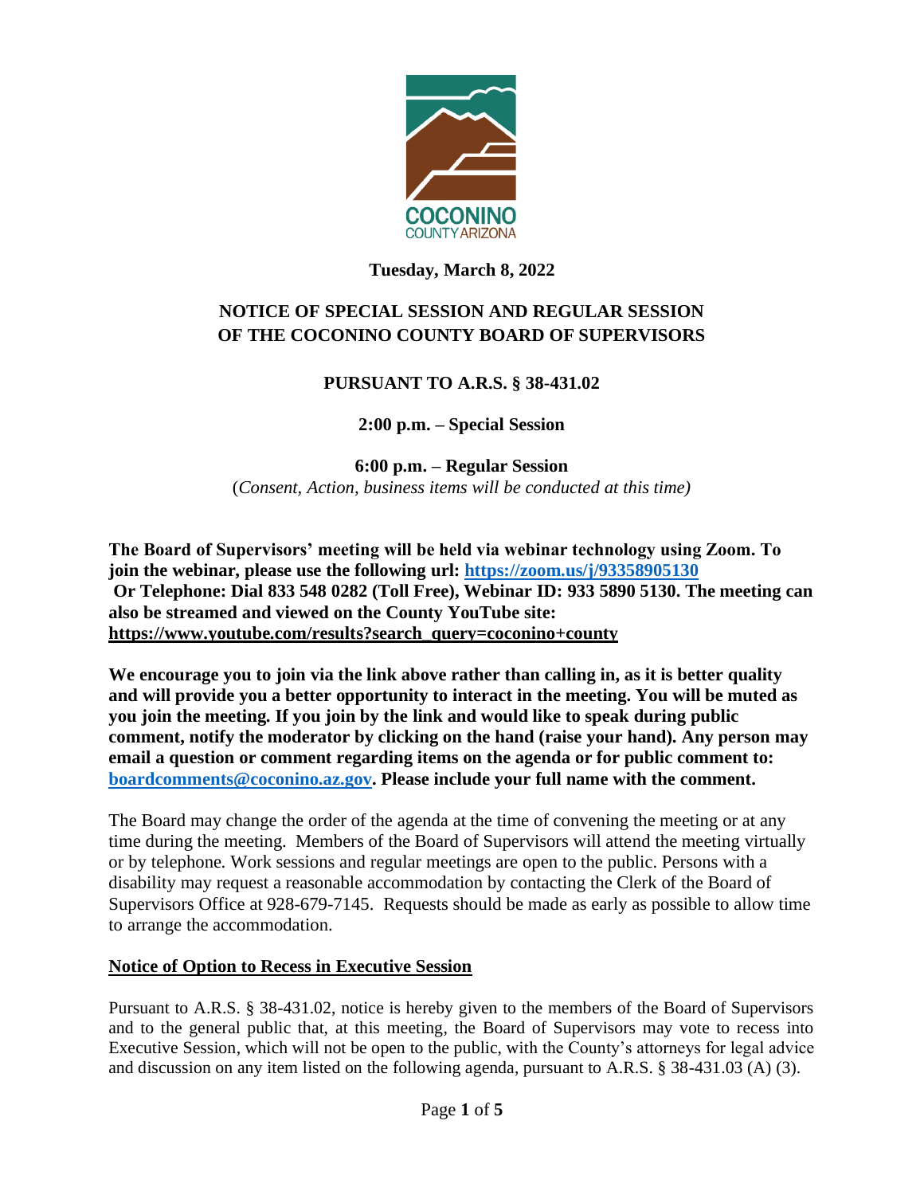**Tuesday, March 8, 2022**

# NOTICE OF SPECIAL SESSION AND REGULAR SESSION OF THE COCONINO COUNTY BOARD OF SUPERVISORS

## PURSUANT TO A.R.S. § 38-431.02

**2:00 p.m. – Special Session**

**6:00 p.m. – Regular Session**

(*Consent, Action, business items will be conducted at this time)*

**The Board of Supervisors' meeting will be held via webinar technology using Zoom. To join the webinar, please use the following url: https://zoom.us/j/93358905130 Or Telephone: Dial 833 548 0282 (Toll Free), Webinar ID: 933 5890 5130. The meeting can also be streamed and viewed on the County YouTube site: https://www.youtube.com/results?search_query=coconino+county**

**We encourage you to join via the link above rather than calling in, as it is better quality and will provide you a better opportunity to interact in the meeting. You will be muted as you join the meeting. If you join by the link and would like to speak during public comment, notify the moderator by clicking on the hand (raise your hand). Any person may email a question or comment regarding items on the agenda or for public comment to: boardcomments@coconino.az.gov. Please include your full name with the comment.**

The Board may change the order of the agenda at the time of convening the meeting or at any time during the meeting. Members of the Board of Supervisors will attend the meeting virtually or by telephone. Work sessions and regular meetings are open to the public. Persons with a disability may request a reasonable accommodation by contacting the Clerk of the Board of Supervisors Office at 928-679-7145. Requests should be made as early as possible to allow time to arrange the accommodation.

### Notice of Option to Recess in Executive Session

Pursuant to A.R.S. § 38-431.02, notice is hereby given to the members of the Board of Supervisors and to the general public that, at this meeting, the Board of Supervisors may vote to recess into Executive Session, which will not be open to the public, with the County's attorneys for legal advice and discussion on any item listed on the following agenda, pursuant to A.R.S. § 38-431.03 (A) (3).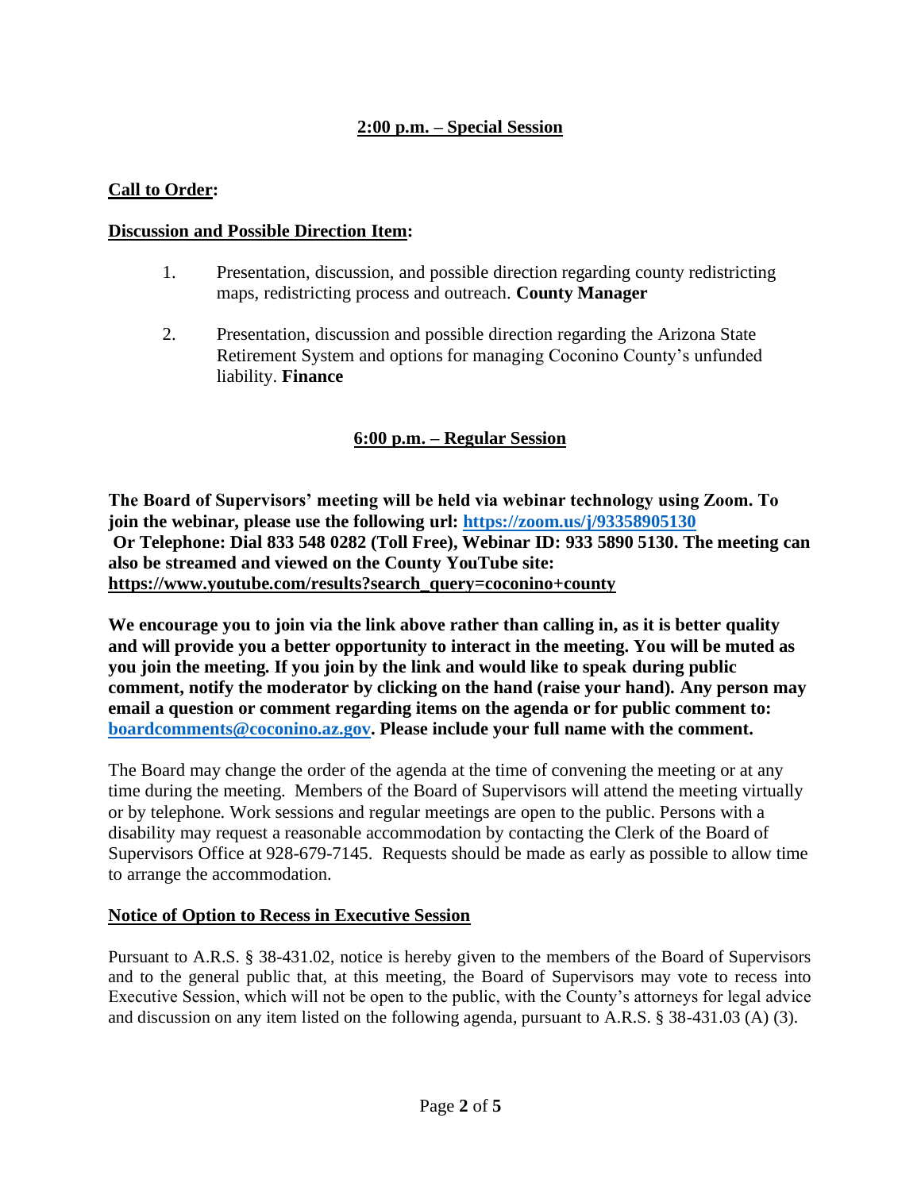## 2:00 p.m. – Special Session

**Call to Order:**

**Discussion and Possible Direction Item:**

1. Presentation, discussion, and possible direction regarding county redistricting maps, redistricting process and outreach. **County Manager**

2. Presentation, discussion and possible direction regarding the Arizona State Retirement System and options for managing Coconino County's unfunded liability. **Finance**

## 6:00 p.m. – Regular Session

**The Board of Supervisors' meeting will be held via webinar technology using Zoom. To join the webinar, please use the following url: [https://zoom.us/j/93358905130](https://zoom.us/j/93358905130) Or Telephone: Dial 833 548 0282 (Toll Free), Webinar ID: 933 5890 5130. The meeting can also be streamed and viewed on the County YouTube site: https://www.youtube.com/results?search_query=coconino+county**

**We encourage you to join via the link above rather than calling in, as it is better quality and will provide you a better opportunity to interact in the meeting. You will be muted as you join the meeting. If you join by the link and would like to speak during public comment, notify the moderator by clicking on the hand (raise your hand). Any person may email a question or comment regarding items on the agenda or for public comment to: [boardcomments@coconino.az.gov](mailto:boardcomments@coconino.az.gov). Please include your full name with the comment.**

The Board may change the order of the agenda at the time of convening the meeting or at any time during the meeting. Members of the Board of Supervisors will attend the meeting virtually or by telephone. Work sessions and regular meetings are open to the public. Persons with a disability may request a reasonable accommodation by contacting the Clerk of the Board of Supervisors Office at 928-679-7145. Requests should be made as early as possible to allow time to arrange the accommodation.

**Notice of Option to Recess in Executive Session**

Pursuant to A.R.S. § 38-431.02, notice is hereby given to the members of the Board of Supervisors and to the general public that, at this meeting, the Board of Supervisors may vote to recess into Executive Session, which will not be open to the public, with the County's attorneys for legal advice and discussion on any item listed on the following agenda, pursuant to A.R.S. § 38-431.03 (A) (3).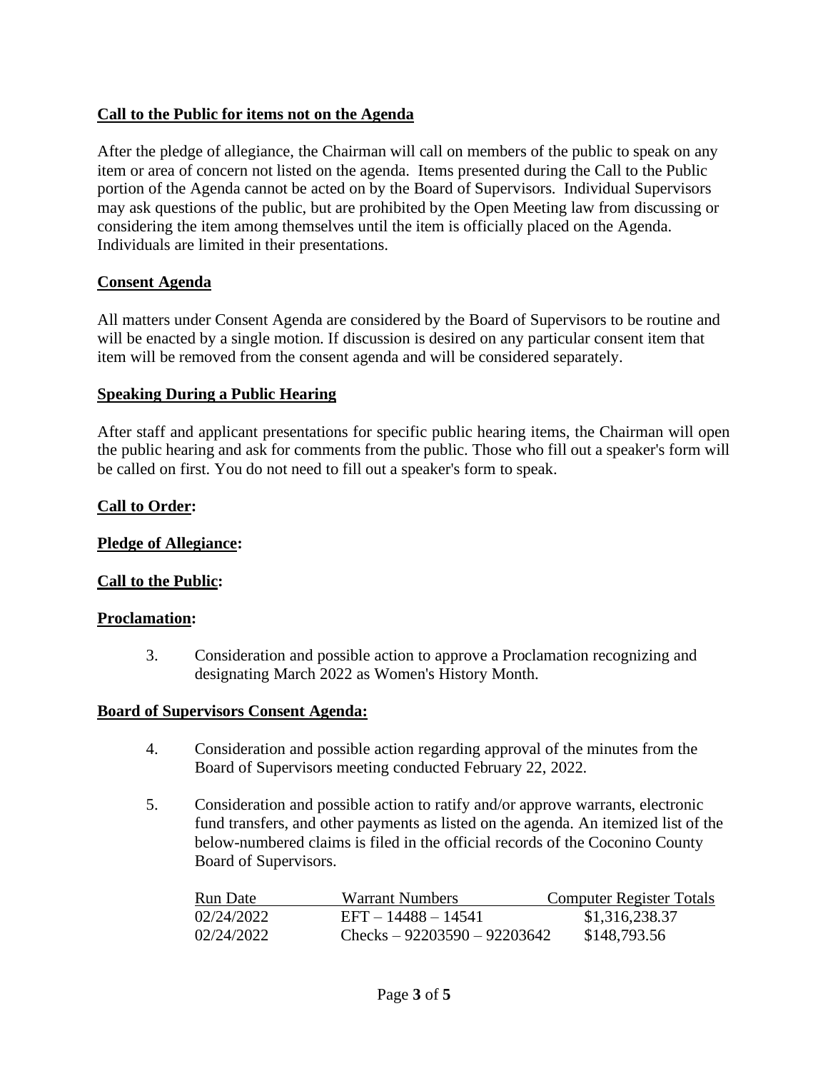**Call to the Public for items not on the Agenda**

After the pledge of allegiance, the Chairman will call on members of the public to speak on any item or area of concern not listed on the agenda. Items presented during the Call to the Public portion of the Agenda cannot be acted on by the Board of Supervisors. Individual Supervisors may ask questions of the public, but are prohibited by the Open Meeting law from discussing or considering the item among themselves until the item is officially placed on the Agenda. Individuals are limited in their presentations.

**Consent Agenda**

All matters under Consent Agenda are considered by the Board of Supervisors to be routine and will be enacted by a single motion. If discussion is desired on any particular consent item that item will be removed from the consent agenda and will be considered separately.

**Speaking During a Public Hearing**

After staff and applicant presentations for specific public hearing items, the Chairman will open the public hearing and ask for comments from the public. Those who fill out a speaker's form will be called on first. You do not need to fill out a speaker's form to speak.

**Call to Order:**

**Pledge of Allegiance:**

**Call to the Public:**

**Proclamation:**

3. Consideration and possible action to approve a Proclamation recognizing and designating March 2022 as Women's History Month.

**Board of Supervisors Consent Agenda:**

4. Consideration and possible action regarding approval of the minutes from the Board of Supervisors meeting conducted February 22, 2022.

5. Consideration and possible action to ratify and/or approve warrants, electronic fund transfers, and other payments as listed on the agenda. An itemized list of the below-numbered claims is filed in the official records of the Coconino County Board of Supervisors.

| Run Date | Warrant Numbers | Computer Register Totals |
|---|---|---|
| 02/24/2022 | EFT – 14488 – 14541 | $1,316,238.37 |
| 02/24/2022 | Checks – 92203590 – 92203642 | $148,793.56 |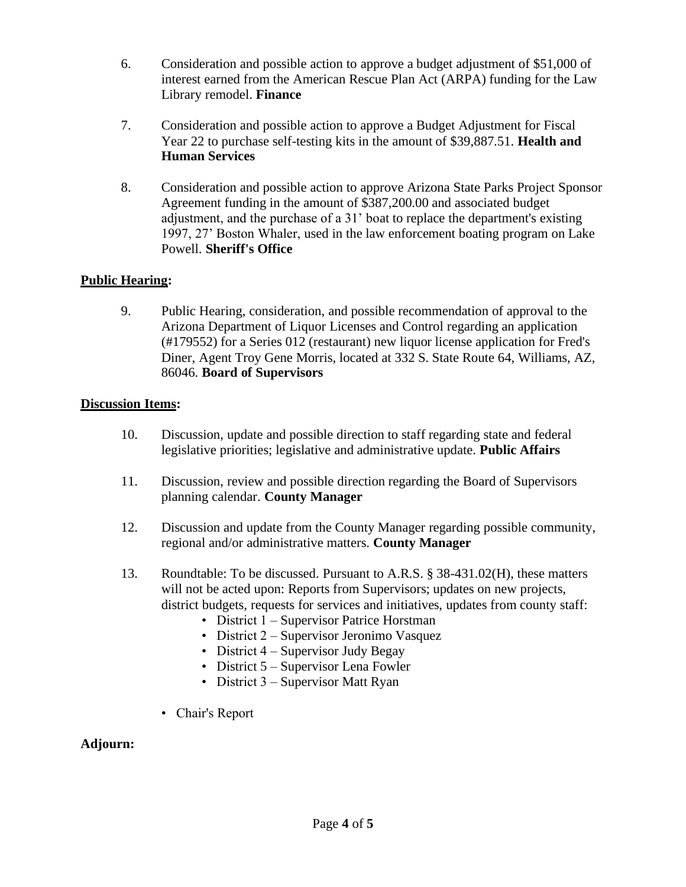6. Consideration and possible action to approve a budget adjustment of $51,000 of interest earned from the American Rescue Plan Act (ARPA) funding for the Law Library remodel. **Finance**

7. Consideration and possible action to approve a Budget Adjustment for Fiscal Year 22 to purchase self-testing kits in the amount of $39,887.51. **Health and Human Services**

8. Consideration and possible action to approve Arizona State Parks Project Sponsor Agreement funding in the amount of $387,200.00 and associated budget adjustment, and the purchase of a 31' boat to replace the department's existing 1997, 27' Boston Whaler, used in the law enforcement boating program on Lake Powell. **Sheriff's Office**

**Public Hearing:**

9. Public Hearing, consideration, and possible recommendation of approval to the Arizona Department of Liquor Licenses and Control regarding an application (#179552) for a Series 012 (restaurant) new liquor license application for Fred's Diner, Agent Troy Gene Morris, located at 332 S. State Route 64, Williams, AZ, 86046. **Board of Supervisors**

**Discussion Items:**

10. Discussion, update and possible direction to staff regarding state and federal legislative priorities; legislative and administrative update. **Public Affairs**

11. Discussion, review and possible direction regarding the Board of Supervisors planning calendar. **County Manager**

12. Discussion and update from the County Manager regarding possible community, regional and/or administrative matters. **County Manager**

13. Roundtable: To be discussed. Pursuant to A.R.S. § 38-431.02(H), these matters will not be acted upon: Reports from Supervisors; updates on new projects, district budgets, requests for services and initiatives, updates from county staff:
    - District 1 – Supervisor Patrice Horstman
    - District 2 – Supervisor Jeronimo Vasquez
    - District 4 – Supervisor Judy Begay
    - District 5 – Supervisor Lena Fowler
    - District 3 – Supervisor Matt Ryan

- Chair's Report

**Adjourn:**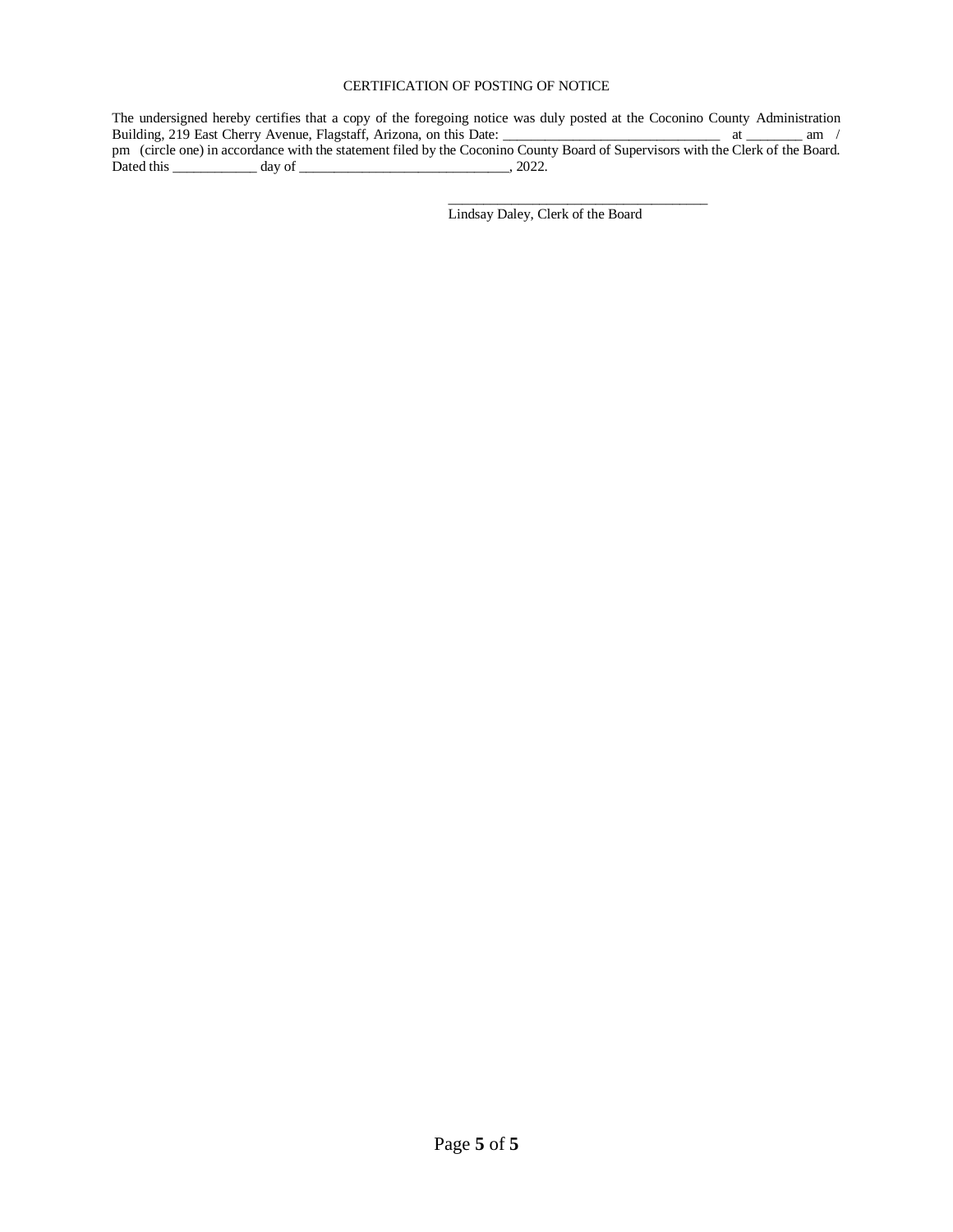CERTIFICATION OF POSTING OF NOTICE

The undersigned hereby certifies that a copy of the foregoing notice was duly posted at the Coconino County Administration Building, 219 East Cherry Avenue, Flagstaff, Arizona, on this Date: _______________________________ at ________ am / pm (circle one) in accordance with the statement filed by the Coconino County Board of Supervisors with the Clerk of the Board. Dated this ____________ day of ______________________________, 2022.

_____________________________________
Lindsay Daley, Clerk of the Board